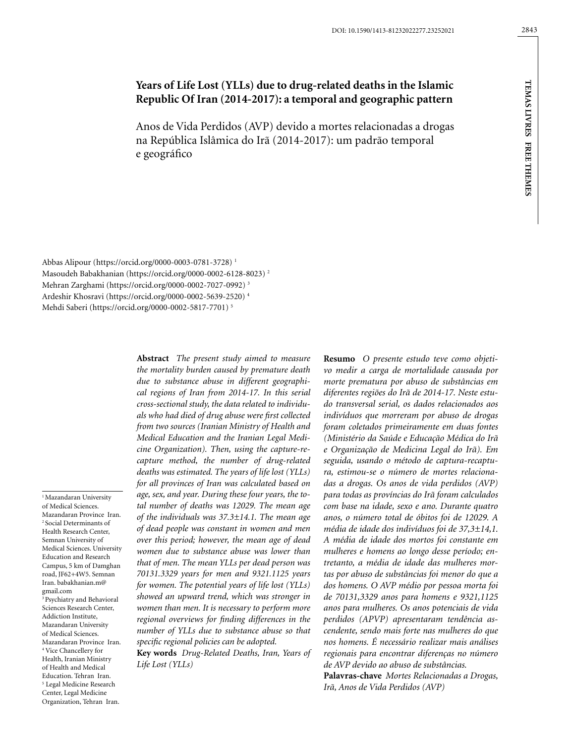DOI: 10.1590/1413-81232022277.23252021

# Years of Life Lost (YLLs) due to drug-related deaths in the Islamic Republic Of Iran (2014-2017): a temporal and geographic pattern

## Anos de Vida Perdidos (AVP) devido a mortes relacionadas a drogas na República Islâmica do Irã (2014-2017): um padrão temporal e geográfico

Abbas Alipour (https://orcid.org/0000-0003-0781-3728) [1]
Masoudeh Babakhanian (https://orcid.org/0000-0002-6128-8023) [2]
Mehran Zarghami (https://orcid.org/0000-0002-7027-0992) [3]
Ardeshir Khosravi (https://orcid.org/0000-0002-5639-2520) [4]
Mehdi Saberi (https://orcid.org/0000-0002-5817-7701) [5]

[1] Mazandaran University of Medical Sciences. Mazandaran Province Iran.
[2] Social Determinants of Health Research Center, Semnan University of Medical Sciences. University Education and Research Campus, 5 km of Damghan road, JF62+4W5. Semnan Iran. babakhanian.m@gmail.com
[3] Psychiatry and Behavioral Sciences Research Center, Addiction Institute, Mazandaran University of Medical Sciences. Mazandaran Province Iran.
[4] Vice Chancellery for Health, Iranian Ministry of Health and Medical Education. Tehran Iran.
[5] Legal Medicine Research Center, Legal Medicine Organization, Tehran Iran.

**Abstract** *The present study aimed to measure the mortality burden caused by premature death due to substance abuse in different geographical regions of Iran from 2014-17. In this serial cross-sectional study, the data related to individuals who had died of drug abuse were first collected from two sources (Iranian Ministry of Health and Medical Education and the Iranian Legal Medicine Organization). Then, using the capture-recapture method, the number of drug-related deaths was estimated. The years of life lost (YLLs) for all provinces of Iran was calculated based on age, sex, and year. During these four years, the total number of deaths was 12029. The mean age of the individuals was 37.3±14.1. The mean age of dead people was constant in women and men over this period; however, the mean age of dead women due to substance abuse was lower than that of men. The mean YLLs per dead person was 70131.3329 years for men and 9321.1125 years for women. The potential years of life lost (YLLs) showed an upward trend, which was stronger in women than men. It is necessary to perform more regional overviews for finding differences in the number of YLLs due to substance abuse so that specific regional policies can be adopted.*

**Key words** *Drug-Related Deaths, Iran, Years of Life Lost (YLLs)*

**Resumo** *O presente estudo teve como objetivo medir a carga de mortalidade causada por morte prematura por abuso de substâncias em diferentes regiões do Irã de 2014-17. Neste estudo transversal serial, os dados relacionados aos indivíduos que morreram por abuso de drogas foram coletados primeiramente em duas fontes (Ministério da Saúde e Educação Médica do Irã e Organização de Medicina Legal do Irã). Em seguida, usando o método de captura-recaptura, estimou-se o número de mortes relacionadas a drogas. Os anos de vida perdidos (AVP) para todas as províncias do Irã foram calculados com base na idade, sexo e ano. Durante quatro anos, o número total de óbitos foi de 12029. A média de idade dos indivíduos foi de 37,3±14,1. A média de idade dos mortos foi constante em mulheres e homens ao longo desse período; entretanto, a média de idade das mulheres mortas por abuso de substâncias foi menor do que a dos homens. O AVP médio por pessoa morta foi de 70131,3329 anos para homens e 9321,1125 anos para mulheres. Os anos potenciais de vida perdidos (APVP) apresentaram tendência ascendente, sendo mais forte nas mulheres do que nos homens. É necessário realizar mais análises regionais para encontrar diferenças no número de AVP devido ao abuso de substâncias.*

**Palavras-chave** *Mortes Relacionadas a Drogas, Irã, Anos de Vida Perdidos (AVP)*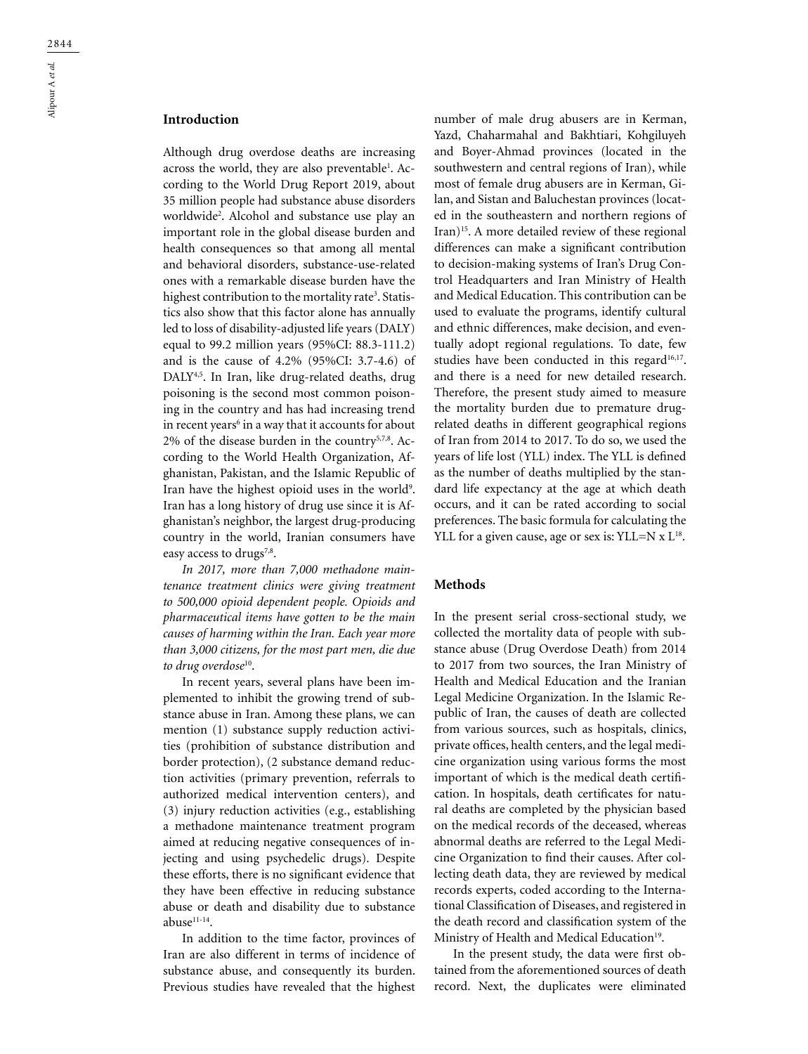## Introduction

Although drug overdose deaths are increasing across the world, they are also preventable[1]. According to the World Drug Report 2019, about 35 million people had substance abuse disorders worldwide[2]. Alcohol and substance use play an important role in the global disease burden and health consequences so that among all mental and behavioral disorders, substance-use-related ones with a remarkable disease burden have the highest contribution to the mortality rate[3]. Statistics also show that this factor alone has annually led to loss of disability-adjusted life years (DALY) equal to 99.2 million years (95%CI: 88.3-111.2) and is the cause of 4.2% (95%CI: 3.7-4.6) of DALY[4,5]. In Iran, like drug-related deaths, drug poisoning is the second most common poisoning in the country and has had increasing trend in recent years[6] in a way that it accounts for about 2% of the disease burden in the country[5,7,8]. According to the World Health Organization, Afghanistan, Pakistan, and the Islamic Republic of Iran have the highest opioid uses in the world[9]. Iran has a long history of drug use since it is Afghanistan's neighbor, the largest drug-producing country in the world, Iranian consumers have easy access to drugs[7,8].

*In 2017, more than 7,000 methadone maintenance treatment clinics were giving treatment to 500,000 opioid dependent people. Opioids and pharmaceutical items have gotten to be the main causes of harming within the Iran. Each year more than 3,000 citizens, for the most part men, die due to drug overdose*[10].

In recent years, several plans have been implemented to inhibit the growing trend of substance abuse in Iran. Among these plans, we can mention (1) substance supply reduction activities (prohibition of substance distribution and border protection), (2 substance demand reduction activities (primary prevention, referrals to authorized medical intervention centers), and (3) injury reduction activities (e.g., establishing a methadone maintenance treatment program aimed at reducing negative consequences of injecting and using psychedelic drugs). Despite these efforts, there is no significant evidence that they have been effective in reducing substance abuse or death and disability due to substance abuse[11-14].

In addition to the time factor, provinces of Iran are also different in terms of incidence of substance abuse, and consequently its burden. Previous studies have revealed that the highest number of male drug abusers are in Kerman, Yazd, Chaharmahal and Bakhtiari, Kohgiluyeh and Boyer-Ahmad provinces (located in the southwestern and central regions of Iran), while most of female drug abusers are in Kerman, Gilan, and Sistan and Baluchestan provinces (located in the southeastern and northern regions of Iran)[15]. A more detailed review of these regional differences can make a significant contribution to decision-making systems of Iran's Drug Control Headquarters and Iran Ministry of Health and Medical Education. This contribution can be used to evaluate the programs, identify cultural and ethnic differences, make decision, and eventually adopt regional regulations. To date, few studies have been conducted in this regard[16,17]. and there is a need for new detailed research. Therefore, the present study aimed to measure the mortality burden due to premature drug-related deaths in different geographical regions of Iran from 2014 to 2017. To do so, we used the years of life lost (YLL) index. The YLL is defined as the number of deaths multiplied by the standard life expectancy at the age at which death occurs, and it can be rated according to social preferences. The basic formula for calculating the YLL for a given cause, age or sex is: $YLL=N \times L$[18].

## Methods

In the present serial cross-sectional study, we collected the mortality data of people with substance abuse (Drug Overdose Death) from 2014 to 2017 from two sources, the Iran Ministry of Health and Medical Education and the Iranian Legal Medicine Organization. In the Islamic Republic of Iran, the causes of death are collected from various sources, such as hospitals, clinics, private offices, health centers, and the legal medicine organization using various forms the most important of which is the medical death certification. In hospitals, death certificates for natural deaths are completed by the physician based on the medical records of the deceased, whereas abnormal deaths are referred to the Legal Medicine Organization to find their causes. After collecting death data, they are reviewed by medical records experts, coded according to the International Classification of Diseases, and registered in the death record and classification system of the Ministry of Health and Medical Education[19].

In the present study, the data were first obtained from the aforementioned sources of death record. Next, the duplicates were eliminated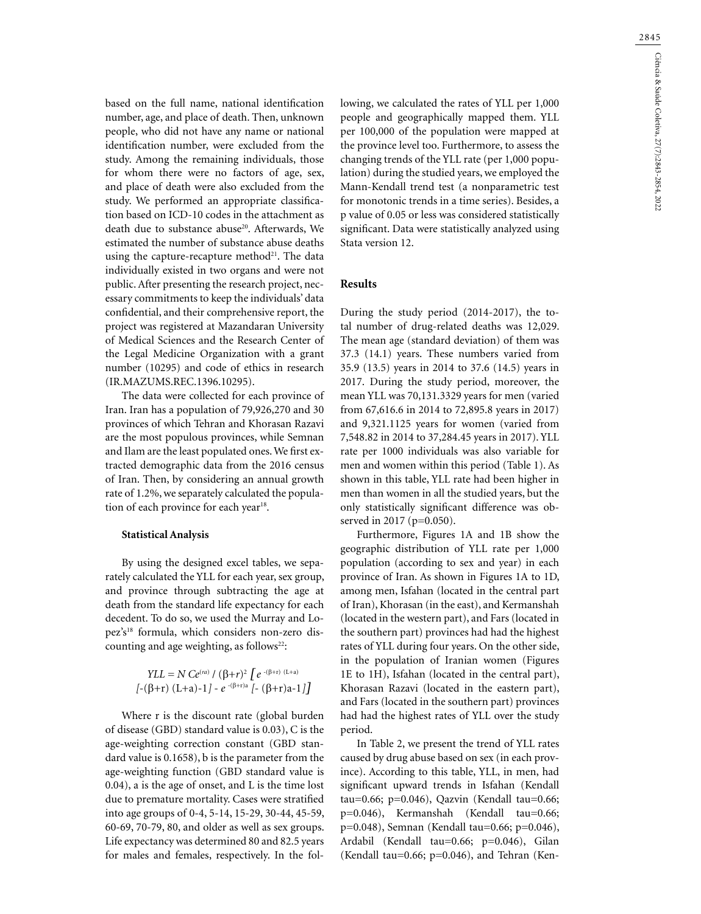based on the full name, national identification number, age, and place of death. Then, unknown people, who did not have any name or national identification number, were excluded from the study. Among the remaining individuals, those for whom there were no factors of age, sex, and place of death were also excluded from the study. We performed an appropriate classification based on ICD-10 codes in the attachment as death due to substance abuse[20]. Afterwards, We estimated the number of substance abuse deaths using the capture-recapture method[21]. The data individually existed in two organs and were not public. After presenting the research project, necessary commitments to keep the individuals' data confidential, and their comprehensive report, the project was registered at Mazandaran University of Medical Sciences and the Research Center of the Legal Medicine Organization with a grant number (10295) and code of ethics in research (IR.MAZUMS.REC.1396.10295).

The data were collected for each province of Iran. Iran has a population of 79,926,270 and 30 provinces of which Tehran and Khorasan Razavi are the most populous provinces, while Semnan and Ilam are the least populated ones. We first extracted demographic data from the 2016 census of Iran. Then, by considering an annual growth rate of 1.2%, we separately calculated the population of each province for each year[18].

### Statistical Analysis

By using the designed excel tables, we separately calculated the YLL for each year, sex group, and province through subtracting the age at death from the standard life expectancy for each decedent. To do so, we used the Murray and Lopez's[18] formula, which considers non-zero discounting and age weighting, as follows[22]:

$$YLL = N\,Ce^{(ra)} / (\beta+r)^2 \left[ e^{-(\beta+r)\ (L+a)} [-(\beta+r)\ (L+a)-1] - e^{-(\beta+r)a} [-(\beta+r)a-1] \right]$$

Where r is the discount rate (global burden of disease (GBD) standard value is 0.03), C is the age-weighting correction constant (GBD standard value is 0.1658), b is the parameter from the age-weighting function (GBD standard value is 0.04), a is the age of onset, and L is the time lost due to premature mortality. Cases were stratified into age groups of 0-4, 5-14, 15-29, 30-44, 45-59, 60-69, 70-79, 80, and older as well as sex groups. Life expectancy was determined 80 and 82.5 years for males and females, respectively. In the following, we calculated the rates of YLL per 1,000 people and geographically mapped them. YLL per 100,000 of the population were mapped at the province level too. Furthermore, to assess the changing trends of the YLL rate (per 1,000 population) during the studied years, we employed the Mann-Kendall trend test (a nonparametric test for monotonic trends in a time series). Besides, a p value of 0.05 or less was considered statistically significant. Data were statistically analyzed using Stata version 12.

## Results

During the study period (2014-2017), the total number of drug-related deaths was 12,029. The mean age (standard deviation) of them was 37.3 (14.1) years. These numbers varied from 35.9 (13.5) years in 2014 to 37.6 (14.5) years in 2017. During the study period, moreover, the mean YLL was 70,131.3329 years for men (varied from 67,616.6 in 2014 to 72,895.8 years in 2017) and 9,321.1125 years for women (varied from 7,548.82 in 2014 to 37,284.45 years in 2017). YLL rate per 1000 individuals was also variable for men and women within this period (Table 1). As shown in this table, YLL rate had been higher in men than women in all the studied years, but the only statistically significant difference was observed in 2017 (p=0.050).

Furthermore, Figures 1A and 1B show the geographic distribution of YLL rate per 1,000 population (according to sex and year) in each province of Iran. As shown in Figures 1A to 1D, among men, Isfahan (located in the central part of Iran), Khorasan (in the east), and Kermanshah (located in the western part), and Fars (located in the southern part) provinces had had the highest rates of YLL during four years. On the other side, in the population of Iranian women (Figures 1E to 1H), Isfahan (located in the central part), Khorasan Razavi (located in the eastern part), and Fars (located in the southern part) provinces had had the highest rates of YLL over the study period.

In Table 2, we present the trend of YLL rates caused by drug abuse based on sex (in each province). According to this table, YLL, in men, had significant upward trends in Isfahan (Kendall tau=0.66; p=0.046), Qazvin (Kendall tau=0.66; p=0.046), Kermanshah (Kendall tau=0.66; p=0.048), Semnan (Kendall tau=0.66; p=0.046), Ardabil (Kendall tau=0.66; p=0.046), Gilan (Kendall tau=0.66; p=0.046), and Tehran (Ken-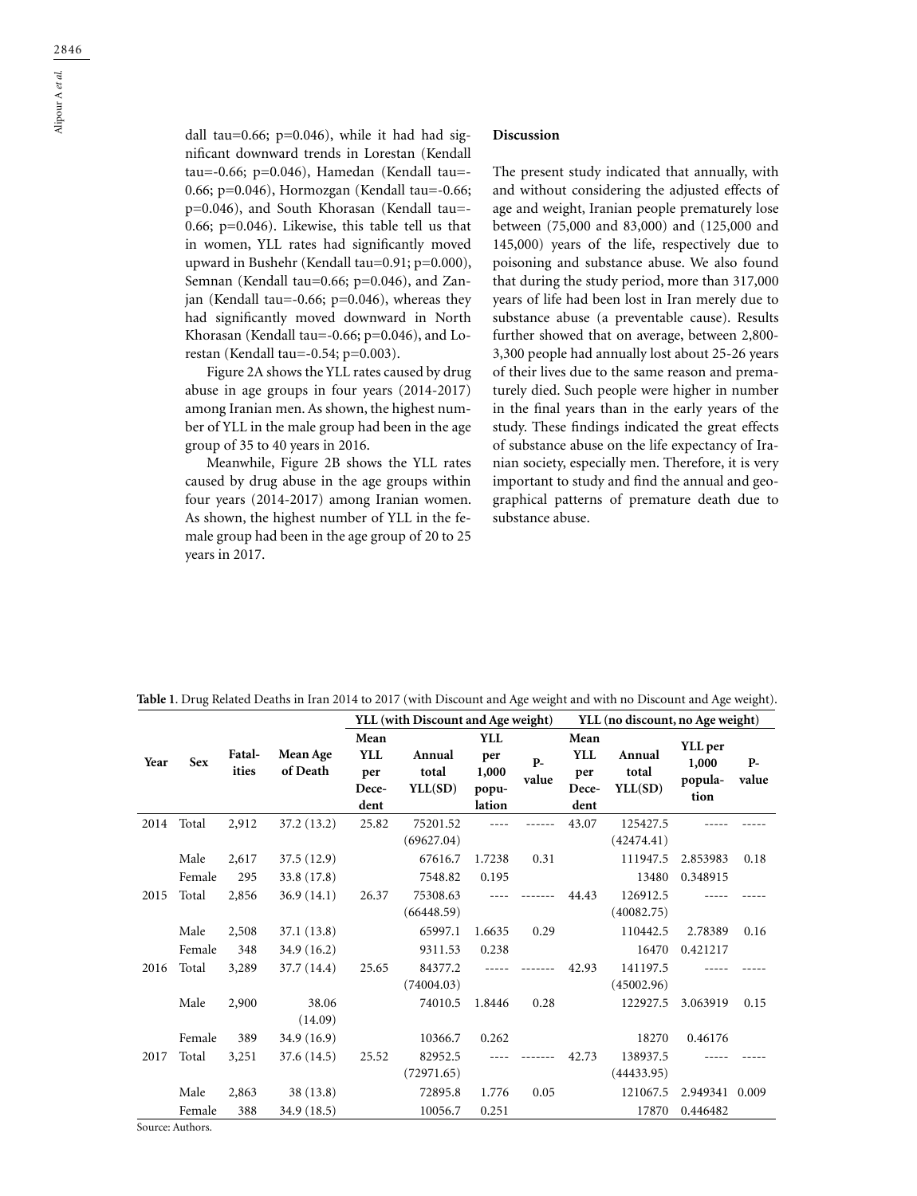dall tau=0.66; p=0.046), while it had had significant downward trends in Lorestan (Kendall tau=-0.66; p=0.046), Hamedan (Kendall tau=-0.66; p=0.046), Hormozgan (Kendall tau=-0.66; p=0.046), and South Khorasan (Kendall tau=-0.66; p=0.046). Likewise, this table tell us that in women, YLL rates had significantly moved upward in Bushehr (Kendall tau=0.91; p=0.000), Semnan (Kendall tau=0.66; p=0.046), and Zanjan (Kendall tau=-0.66; p=0.046), whereas they had significantly moved downward in North Khorasan (Kendall tau=-0.66; p=0.046), and Lorestan (Kendall tau=-0.54; p=0.003).

Figure 2A shows the YLL rates caused by drug abuse in age groups in four years (2014-2017) among Iranian men. As shown, the highest number of YLL in the male group had been in the age group of 35 to 40 years in 2016.

Meanwhile, Figure 2B shows the YLL rates caused by drug abuse in the age groups within four years (2014-2017) among Iranian women. As shown, the highest number of YLL in the female group had been in the age group of 20 to 25 years in 2017.

## Discussion

The present study indicated that annually, with and without considering the adjusted effects of age and weight, Iranian people prematurely lose between (75,000 and 83,000) and (125,000 and 145,000) years of the life, respectively due to poisoning and substance abuse. We also found that during the study period, more than 317,000 years of life had been lost in Iran merely due to substance abuse (a preventable cause). Results further showed that on average, between 2,800-3,300 people had annually lost about 25-26 years of their lives due to the same reason and prematurely died. Such people were higher in number in the final years than in the early years of the study. These findings indicated the great effects of substance abuse on the life expectancy of Iranian society, especially men. Therefore, it is very important to study and find the annual and geographical patterns of premature death due to substance abuse.

**Table 1**. Drug Related Deaths in Iran 2014 to 2017 (with Discount and Age weight and with no Discount and Age weight).

| | | | | YLL (with Discount and Age weight) | | | | YLL (no discount, no Age weight) | | | |
|---|---|---|---|---|---|---|---|---|---|---|---|
| Year | Sex | Fatalities | Mean Age of Death | Mean YLL per Decedent | Annual total YLL(SD) | YLL per 1,000 population | P-value | Mean YLL per Decedent | Annual total YLL(SD) | YLL per 1,000 population | P-value |
| 2014 | Total | 2,912 | 37.2 (13.2) | 25.82 | 75201.52 (69627.04) | ---- | ------ | 43.07 | 125427.5 (42474.41) | ----- | ----- |
| | Male | 2,617 | 37.5 (12.9) | | 67616.7 | 1.7238 | 0.31 | | 111947.5 | 2.853983 | 0.18 |
| | Female | 295 | 33.8 (17.8) | | 7548.82 | 0.195 | | | 13480 | 0.348915 | |
| 2015 | Total | 2,856 | 36.9 (14.1) | 26.37 | 75308.63 (66448.59) | ---- | ------- | 44.43 | 126912.5 (40082.75) | ----- | ----- |
| | Male | 2,508 | 37.1 (13.8) | | 65997.1 | 1.6635 | 0.29 | | 110442.5 | 2.78389 | 0.16 |
| | Female | 348 | 34.9 (16.2) | | 9311.53 | 0.238 | | | 16470 | 0.421217 | |
| 2016 | Total | 3,289 | 37.7 (14.4) | 25.65 | 84377.2 (74004.03) | ----- | ------- | 42.93 | 141197.5 (45002.96) | ----- | ----- |
| | Male | 2,900 | 38.06 (14.09) | | 74010.5 | 1.8446 | 0.28 | | 122927.5 | 3.063919 | 0.15 |
| | Female | 389 | 34.9 (16.9) | | 10366.7 | 0.262 | | | 18270 | 0.46176 | |
| 2017 | Total | 3,251 | 37.6 (14.5) | 25.52 | 82952.5 (72971.65) | ---- | ------- | 42.73 | 138937.5 (44433.95) | ----- | ----- |
| | Male | 2,863 | 38 (13.8) | | 72895.8 | 1.776 | 0.05 | | 121067.5 | 2.949341 | 0.009 |
| | Female | 388 | 34.9 (18.5) | | 10056.7 | 0.251 | | | 17870 | 0.446482 | |

Source: Authors.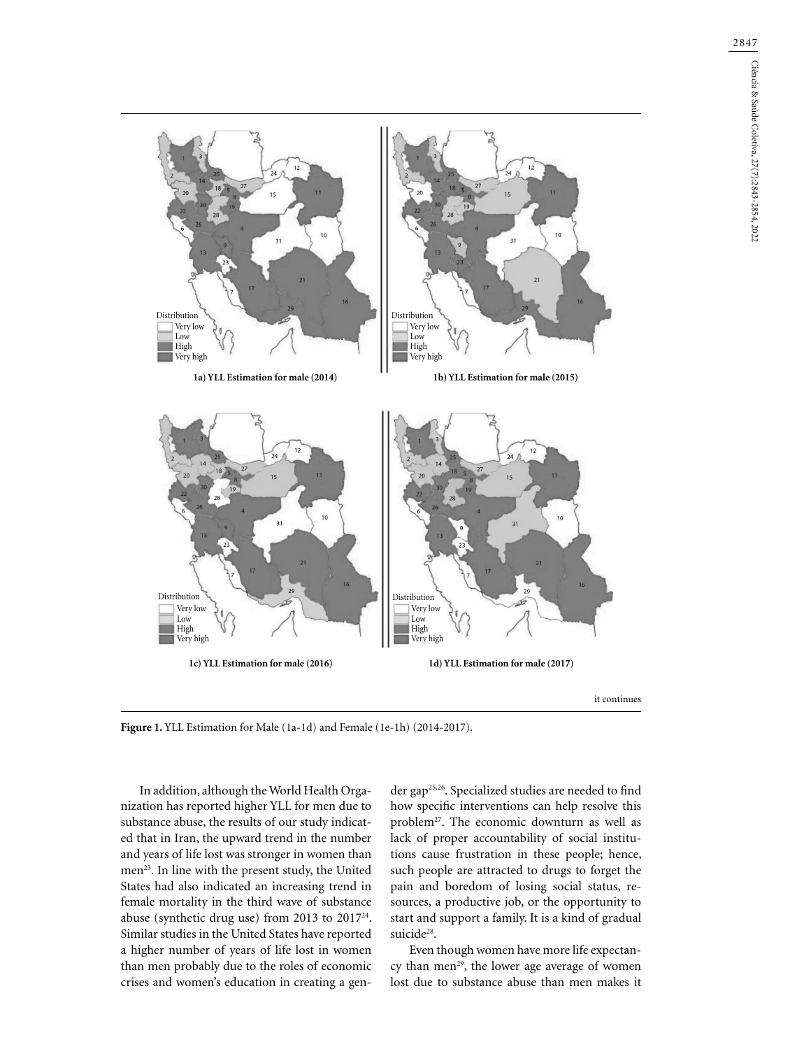1a) YLL Estimation for male (2014)

1b) YLL Estimation for male (2015)

1c) YLL Estimation for male (2016)

1d) YLL Estimation for male (2017)

it continues

**Figure 1.** YLL Estimation for Male (1a-1d) and Female (1e-1h) (2014-2017).

In addition, although the World Health Organization has reported higher YLL for men due to substance abuse, the results of our study indicated that in Iran, the upward trend in the number and years of life lost was stronger in women than men[23]. In line with the present study, the United States had also indicated an increasing trend in female mortality in the third wave of substance abuse (synthetic drug use) from 2013 to 2017[24]. Similar studies in the United States have reported a higher number of years of life lost in women than men probably due to the roles of economic crises and women's education in creating a gender gap[25,26]. Specialized studies are needed to find how specific interventions can help resolve this problem[27]. The economic downturn as well as lack of proper accountability of social institutions cause frustration in these people; hence, such people are attracted to drugs to forget the pain and boredom of losing social status, resources, a productive job, or the opportunity to start and support a family. It is a kind of gradual suicide[28].

Even though women have more life expectancy than men[29], the lower age average of women lost due to substance abuse than men makes it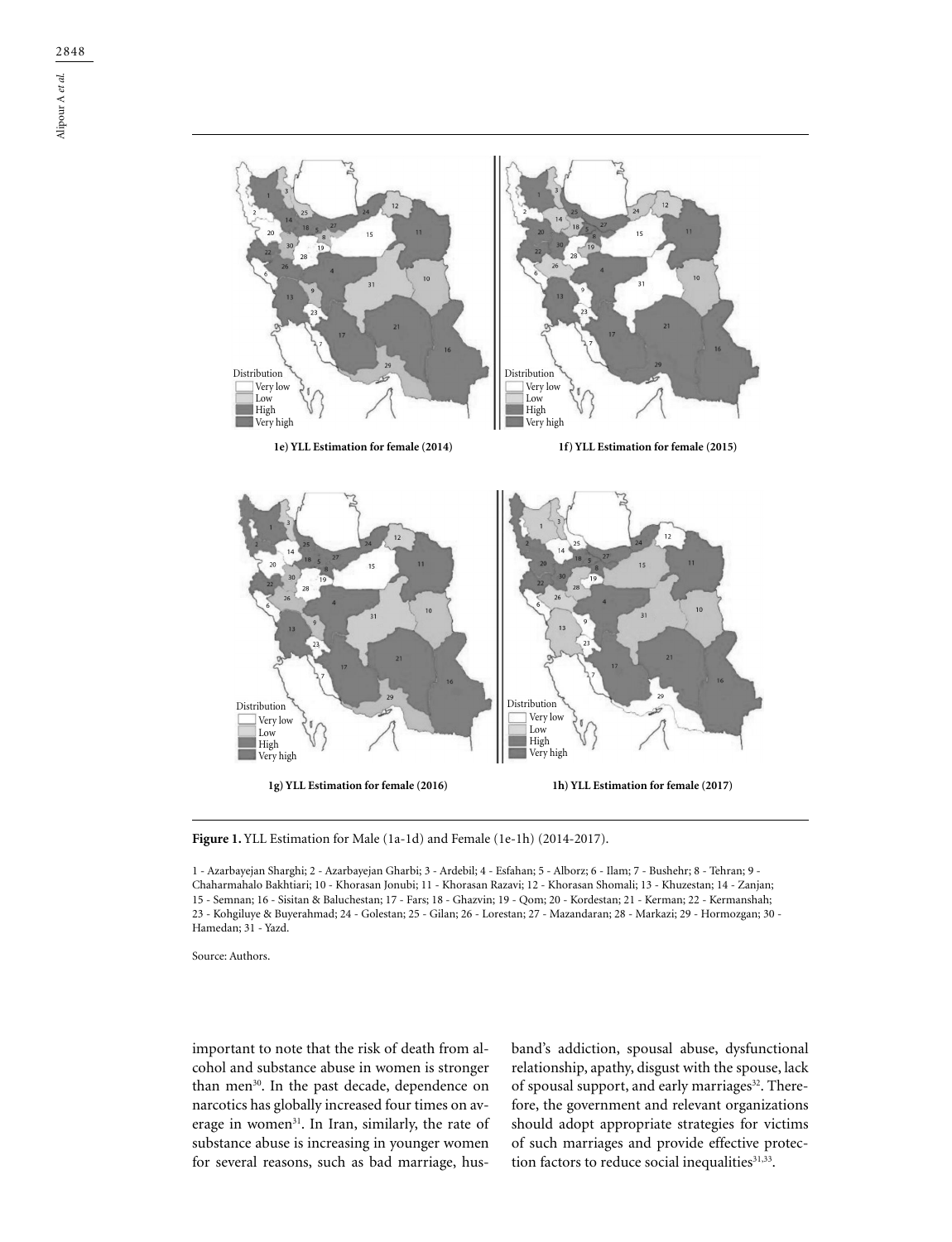1e) YLL Estimation for female (2014)

1f) YLL Estimation for female (2015)

1g) YLL Estimation for female (2016)

1h) YLL Estimation for female (2017)

**Figure 1.** YLL Estimation for Male (1a-1d) and Female (1e-1h) (2014-2017).

1 - Azarbayejan Sharghi; 2 - Azarbayejan Gharbi; 3 - Ardebil; 4 - Esfahan; 5 - Alborz; 6 - Ilam; 7 - Bushehr; 8 - Tehran; 9 - Chaharmahalo Bakhtiari; 10 - Khorasan Jonubi; 11 - Khorasan Razavi; 12 - Khorasan Shomali; 13 - Khuzestan; 14 - Zanjan; 15 - Semnan; 16 - Sisitan & Baluchestan; 17 - Fars; 18 - Ghazvin; 19 - Qom; 20 - Kordestan; 21 - Kerman; 22 - Kermanshah; 23 - Kohgiluye & Buyerahmad; 24 - Golestan; 25 - Gilan; 26 - Lorestan; 27 - Mazandaran; 28 - Markazi; 29 - Hormozgan; 30 - Hamedan; 31 - Yazd.

Source: Authors.

important to note that the risk of death from alcohol and substance abuse in women is stronger than men[30]. In the past decade, dependence on narcotics has globally increased four times on average in women[31]. In Iran, similarly, the rate of substance abuse is increasing in younger women for several reasons, such as bad marriage, husband's addiction, spousal abuse, dysfunctional relationship, apathy, disgust with the spouse, lack of spousal support, and early marriages[32]. Therefore, the government and relevant organizations should adopt appropriate strategies for victims of such marriages and provide effective protection factors to reduce social inequalities[31,33].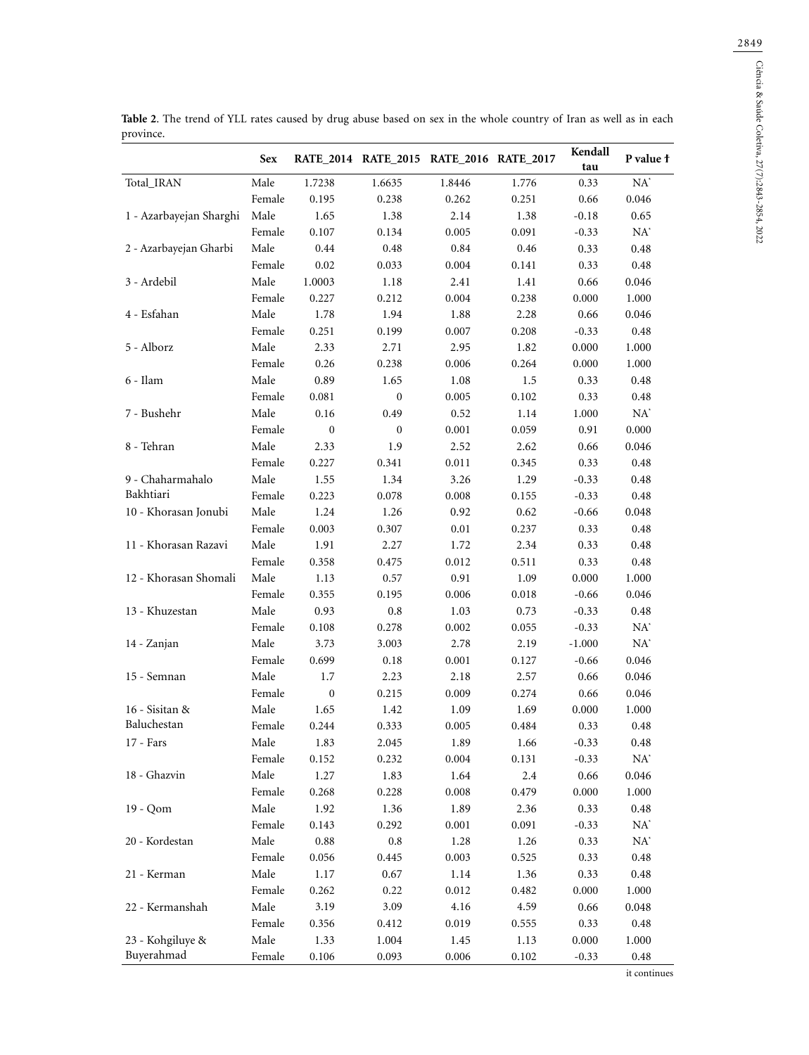**Table 2**. The trend of YLL rates caused by drug abuse based on sex in the whole country of Iran as well as in each province.

| | Sex | RATE_2014 | RATE_2015 | RATE_2016 | RATE_2017 | Kendall tau | P value † |
|---|---|---|---|---|---|---|---|
| Total_IRAN | Male | 1.7238 | 1.6635 | 1.8446 | 1.776 | 0.33 | NA` |
| | Female | 0.195 | 0.238 | 0.262 | 0.251 | 0.66 | 0.046 |
| 1 - Azarbayejan Sharghi | Male | 1.65 | 1.38 | 2.14 | 1.38 | -0.18 | 0.65 |
| | Female | 0.107 | 0.134 | 0.005 | 0.091 | -0.33 | NA` |
| 2 - Azarbayejan Gharbi | Male | 0.44 | 0.48 | 0.84 | 0.46 | 0.33 | 0.48 |
| | Female | 0.02 | 0.033 | 0.004 | 0.141 | 0.33 | 0.48 |
| 3 - Ardebil | Male | 1.0003 | 1.18 | 2.41 | 1.41 | 0.66 | 0.046 |
| | Female | 0.227 | 0.212 | 0.004 | 0.238 | 0.000 | 1.000 |
| 4 - Esfahan | Male | 1.78 | 1.94 | 1.88 | 2.28 | 0.66 | 0.046 |
| | Female | 0.251 | 0.199 | 0.007 | 0.208 | -0.33 | 0.48 |
| 5 - Alborz | Male | 2.33 | 2.71 | 2.95 | 1.82 | 0.000 | 1.000 |
| | Female | 0.26 | 0.238 | 0.006 | 0.264 | 0.000 | 1.000 |
| 6 - Ilam | Male | 0.89 | 1.65 | 1.08 | 1.5 | 0.33 | 0.48 |
| | Female | 0.081 | 0 | 0.005 | 0.102 | 0.33 | 0.48 |
| 7 - Bushehr | Male | 0.16 | 0.49 | 0.52 | 1.14 | 1.000 | NA` |
| | Female | 0 | 0 | 0.001 | 0.059 | 0.91 | 0.000 |
| 8 - Tehran | Male | 2.33 | 1.9 | 2.52 | 2.62 | 0.66 | 0.046 |
| | Female | 0.227 | 0.341 | 0.011 | 0.345 | 0.33 | 0.48 |
| 9 - Chaharmahalo Bakhtiari | Male | 1.55 | 1.34 | 3.26 | 1.29 | -0.33 | 0.48 |
| | Female | 0.223 | 0.078 | 0.008 | 0.155 | -0.33 | 0.48 |
| 10 - Khorasan Jonubi | Male | 1.24 | 1.26 | 0.92 | 0.62 | -0.66 | 0.048 |
| | Female | 0.003 | 0.307 | 0.01 | 0.237 | 0.33 | 0.48 |
| 11 - Khorasan Razavi | Male | 1.91 | 2.27 | 1.72 | 2.34 | 0.33 | 0.48 |
| | Female | 0.358 | 0.475 | 0.012 | 0.511 | 0.33 | 0.48 |
| 12 - Khorasan Shomali | Male | 1.13 | 0.57 | 0.91 | 1.09 | 0.000 | 1.000 |
| | Female | 0.355 | 0.195 | 0.006 | 0.018 | -0.66 | 0.046 |
| 13 - Khuzestan | Male | 0.93 | 0.8 | 1.03 | 0.73 | -0.33 | 0.48 |
| | Female | 0.108 | 0.278 | 0.002 | 0.055 | -0.33 | NA` |
| 14 - Zanjan | Male | 3.73 | 3.003 | 2.78 | 2.19 | -1.000 | NA` |
| | Female | 0.699 | 0.18 | 0.001 | 0.127 | -0.66 | 0.046 |
| 15 - Semnan | Male | 1.7 | 2.23 | 2.18 | 2.57 | 0.66 | 0.046 |
| | Female | 0 | 0.215 | 0.009 | 0.274 | 0.66 | 0.046 |
| 16 - Sisitan & Baluchestan | Male | 1.65 | 1.42 | 1.09 | 1.69 | 0.000 | 1.000 |
| | Female | 0.244 | 0.333 | 0.005 | 0.484 | 0.33 | 0.48 |
| 17 - Fars | Male | 1.83 | 2.045 | 1.89 | 1.66 | -0.33 | 0.48 |
| | Female | 0.152 | 0.232 | 0.004 | 0.131 | -0.33 | NA` |
| 18 - Ghazvin | Male | 1.27 | 1.83 | 1.64 | 2.4 | 0.66 | 0.046 |
| | Female | 0.268 | 0.228 | 0.008 | 0.479 | 0.000 | 1.000 |
| 19 - Qom | Male | 1.92 | 1.36 | 1.89 | 2.36 | 0.33 | 0.48 |
| | Female | 0.143 | 0.292 | 0.001 | 0.091 | -0.33 | NA` |
| 20 - Kordestan | Male | 0.88 | 0.8 | 1.28 | 1.26 | 0.33 | NA` |
| | Female | 0.056 | 0.445 | 0.003 | 0.525 | 0.33 | 0.48 |
| 21 - Kerman | Male | 1.17 | 0.67 | 1.14 | 1.36 | 0.33 | 0.48 |
| | Female | 0.262 | 0.22 | 0.012 | 0.482 | 0.000 | 1.000 |
| 22 - Kermanshah | Male | 3.19 | 3.09 | 4.16 | 4.59 | 0.66 | 0.048 |
| | Female | 0.356 | 0.412 | 0.019 | 0.555 | 0.33 | 0.48 |
| 23 - Kohgiluye & Buyerahmad | Male | 1.33 | 1.004 | 1.45 | 1.13 | 0.000 | 1.000 |
| | Female | 0.106 | 0.093 | 0.006 | 0.102 | -0.33 | 0.48 |

it continues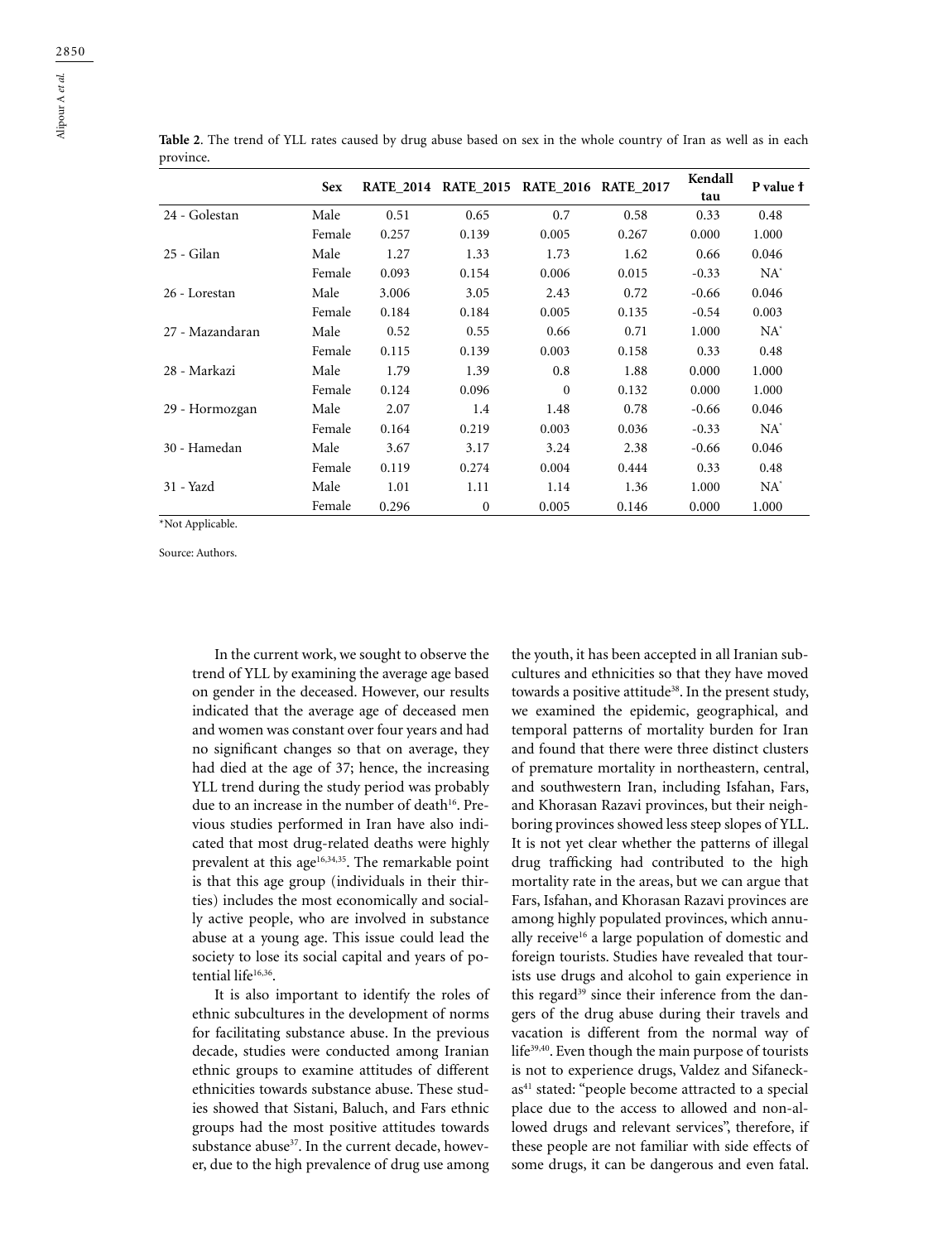**Table 2**. The trend of YLL rates caused by drug abuse based on sex in the whole country of Iran as well as in each province.

| | Sex | RATE_2014 | RATE_2015 | RATE_2016 | RATE_2017 | Kendall tau | P value † |
|---|---|---|---|---|---|---|---|
| 24 - Golestan | Male | 0.51 | 0.65 | 0.7 | 0.58 | 0.33 | 0.48 |
| | Female | 0.257 | 0.139 | 0.005 | 0.267 | 0.000 | 1.000 |
| 25 - Gilan | Male | 1.27 | 1.33 | 1.73 | 1.62 | 0.66 | 0.046 |
| | Female | 0.093 | 0.154 | 0.006 | 0.015 | -0.33 | NA* |
| 26 - Lorestan | Male | 3.006 | 3.05 | 2.43 | 0.72 | -0.66 | 0.046 |
| | Female | 0.184 | 0.184 | 0.005 | 0.135 | -0.54 | 0.003 |
| 27 - Mazandaran | Male | 0.52 | 0.55 | 0.66 | 0.71 | 1.000 | NA* |
| | Female | 0.115 | 0.139 | 0.003 | 0.158 | 0.33 | 0.48 |
| 28 - Markazi | Male | 1.79 | 1.39 | 0.8 | 1.88 | 0.000 | 1.000 |
| | Female | 0.124 | 0.096 | 0 | 0.132 | 0.000 | 1.000 |
| 29 - Hormozgan | Male | 2.07 | 1.4 | 1.48 | 0.78 | -0.66 | 0.046 |
| | Female | 0.164 | 0.219 | 0.003 | 0.036 | -0.33 | NA* |
| 30 - Hamedan | Male | 3.67 | 3.17 | 3.24 | 2.38 | -0.66 | 0.046 |
| | Female | 0.119 | 0.274 | 0.004 | 0.444 | 0.33 | 0.48 |
| 31 - Yazd | Male | 1.01 | 1.11 | 1.14 | 1.36 | 1.000 | NA* |
| | Female | 0.296 | 0 | 0.005 | 0.146 | 0.000 | 1.000 |

*Not Applicable.

Source: Authors.

In the current work, we sought to observe the trend of YLL by examining the average age based on gender in the deceased. However, our results indicated that the average age of deceased men and women was constant over four years and had no significant changes so that on average, they had died at the age of 37; hence, the increasing YLL trend during the study period was probably due to an increase in the number of death[16]. Previous studies performed in Iran have also indicated that most drug-related deaths were highly prevalent at this age[16,34,35]. The remarkable point is that this age group (individuals in their thirties) includes the most economically and socially active people, who are involved in substance abuse at a young age. This issue could lead the society to lose its social capital and years of potential life[16,36].

It is also important to identify the roles of ethnic subcultures in the development of norms for facilitating substance abuse. In the previous decade, studies were conducted among Iranian ethnic groups to examine attitudes of different ethnicities towards substance abuse. These studies showed that Sistani, Baluch, and Fars ethnic groups had the most positive attitudes towards substance abuse[37]. In the current decade, however, due to the high prevalence of drug use among the youth, it has been accepted in all Iranian subcultures and ethnicities so that they have moved towards a positive attitude[38]. In the present study, we examined the epidemic, geographical, and temporal patterns of mortality burden for Iran and found that there were three distinct clusters of premature mortality in northeastern, central, and southwestern Iran, including Isfahan, Fars, and Khorasan Razavi provinces, but their neighboring provinces showed less steep slopes of YLL. It is not yet clear whether the patterns of illegal drug trafficking had contributed to the high mortality rate in the areas, but we can argue that Fars, Isfahan, and Khorasan Razavi provinces are among highly populated provinces, which annually receive[16] a large population of domestic and foreign tourists. Studies have revealed that tourists use drugs and alcohol to gain experience in this regard[39] since their inference from the dangers of the drug abuse during their travels and vacation is different from the normal way of life[39,40]. Even though the main purpose of tourists is not to experience drugs, Valdez and Sifaneckas[41] stated: "people become attracted to a special place due to the access to allowed and non-allowed drugs and relevant services", therefore, if these people are not familiar with side effects of some drugs, it can be dangerous and even fatal.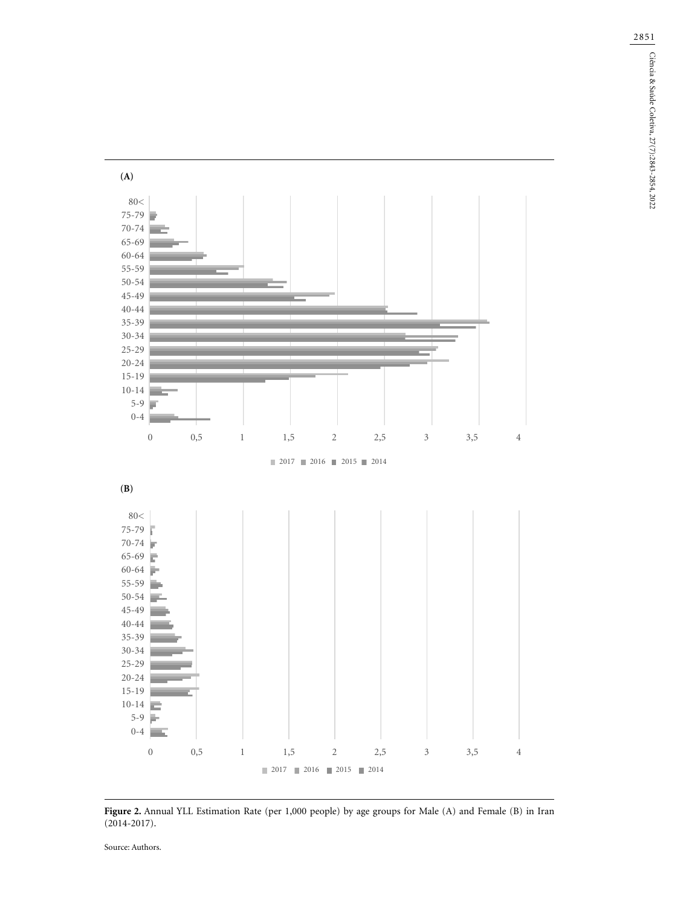(A)

(B)

**Figure 2.** Annual YLL Estimation Rate (per 1,000 people) by age groups for Male (A) and Female (B) in Iran (2014-2017).

Source: Authors.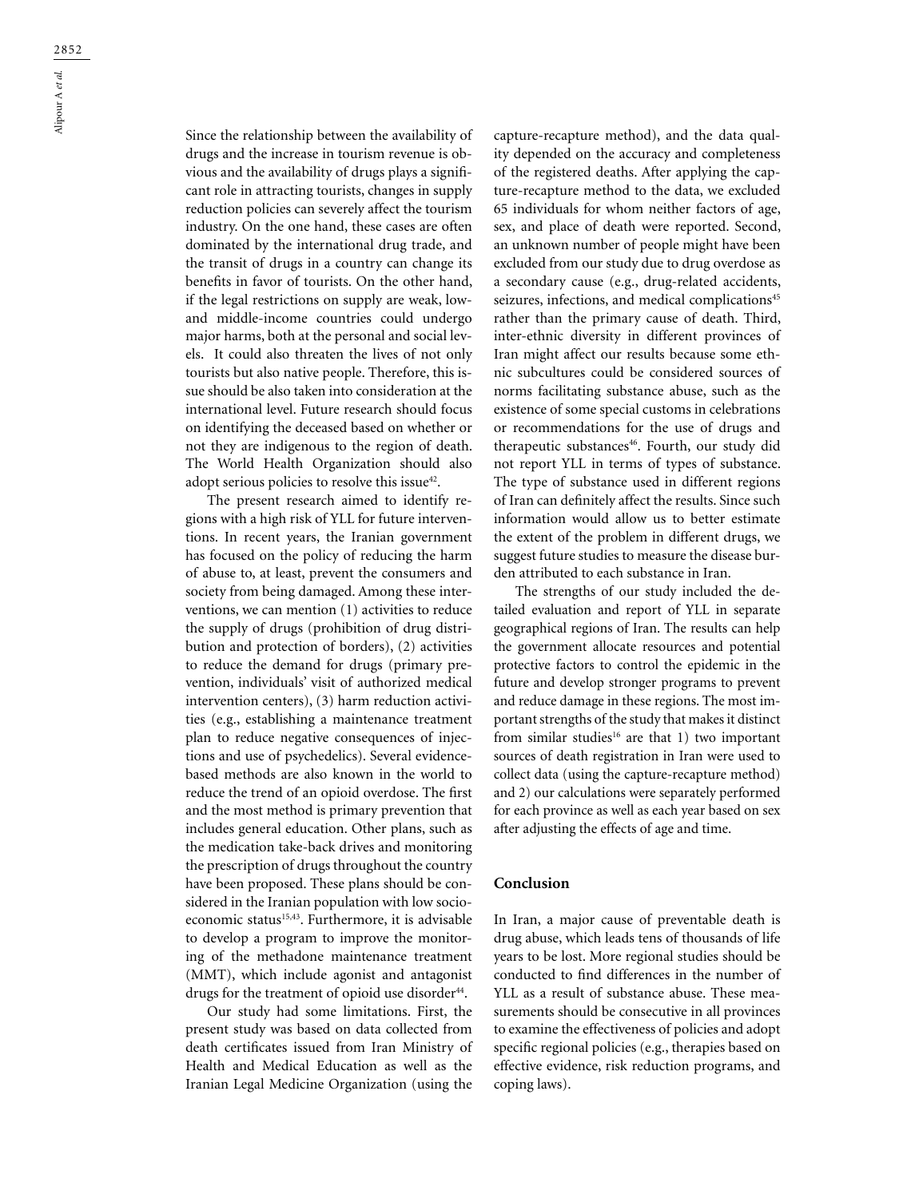Since the relationship between the availability of drugs and the increase in tourism revenue is obvious and the availability of drugs plays a significant role in attracting tourists, changes in supply reduction policies can severely affect the tourism industry. On the one hand, these cases are often dominated by the international drug trade, and the transit of drugs in a country can change its benefits in favor of tourists. On the other hand, if the legal restrictions on supply are weak, low- and middle-income countries could undergo major harms, both at the personal and social levels. It could also threaten the lives of not only tourists but also native people. Therefore, this issue should be also taken into consideration at the international level. Future research should focus on identifying the deceased based on whether or not they are indigenous to the region of death. The World Health Organization should also adopt serious policies to resolve this issue[42].

The present research aimed to identify regions with a high risk of YLL for future interventions. In recent years, the Iranian government has focused on the policy of reducing the harm of abuse to, at least, prevent the consumers and society from being damaged. Among these interventions, we can mention (1) activities to reduce the supply of drugs (prohibition of drug distribution and protection of borders), (2) activities to reduce the demand for drugs (primary prevention, individuals' visit of authorized medical intervention centers), (3) harm reduction activities (e.g., establishing a maintenance treatment plan to reduce negative consequences of injections and use of psychedelics). Several evidence-based methods are also known in the world to reduce the trend of an opioid overdose. The first and the most method is primary prevention that includes general education. Other plans, such as the medication take-back drives and monitoring the prescription of drugs throughout the country have been proposed. These plans should be considered in the Iranian population with low socioeconomic status[15,43]. Furthermore, it is advisable to develop a program to improve the monitoring of the methadone maintenance treatment (MMT), which include agonist and antagonist drugs for the treatment of opioid use disorder[44].

Our study had some limitations. First, the present study was based on data collected from death certificates issued from Iran Ministry of Health and Medical Education as well as the Iranian Legal Medicine Organization (using the capture-recapture method), and the data quality depended on the accuracy and completeness of the registered deaths. After applying the capture-recapture method to the data, we excluded 65 individuals for whom neither factors of age, sex, and place of death were reported. Second, an unknown number of people might have been excluded from our study due to drug overdose as a secondary cause (e.g., drug-related accidents, seizures, infections, and medical complications[45] rather than the primary cause of death. Third, inter-ethnic diversity in different provinces of Iran might affect our results because some ethnic subcultures could be considered sources of norms facilitating substance abuse, such as the existence of some special customs in celebrations or recommendations for the use of drugs and therapeutic substances[46]. Fourth, our study did not report YLL in terms of types of substance. The type of substance used in different regions of Iran can definitely affect the results. Since such information would allow us to better estimate the extent of the problem in different drugs, we suggest future studies to measure the disease burden attributed to each substance in Iran.

The strengths of our study included the detailed evaluation and report of YLL in separate geographical regions of Iran. The results can help the government allocate resources and potential protective factors to control the epidemic in the future and develop stronger programs to prevent and reduce damage in these regions. The most important strengths of the study that makes it distinct from similar studies[16] are that 1) two important sources of death registration in Iran were used to collect data (using the capture-recapture method) and 2) our calculations were separately performed for each province as well as each year based on sex after adjusting the effects of age and time.

## Conclusion

In Iran, a major cause of preventable death is drug abuse, which leads tens of thousands of life years to be lost. More regional studies should be conducted to find differences in the number of YLL as a result of substance abuse. These measurements should be consecutive in all provinces to examine the effectiveness of policies and adopt specific regional policies (e.g., therapies based on effective evidence, risk reduction programs, and coping laws).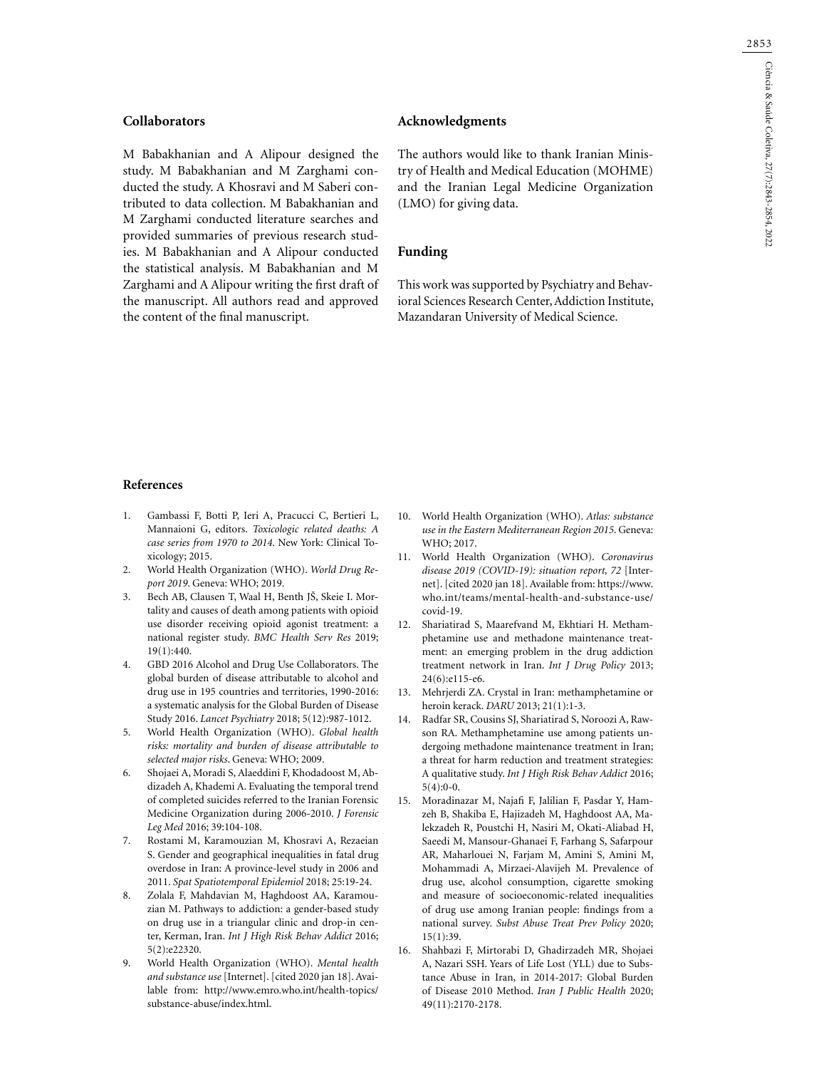## Collaborators

M Babakhanian and A Alipour designed the study. M Babakhanian and M Zarghami conducted the study. A Khosravi and M Saberi contributed to data collection. M Babakhanian and M Zarghami conducted literature searches and provided summaries of previous research studies. M Babakhanian and A Alipour conducted the statistical analysis. M Babakhanian and M Zarghami and A Alipour writing the first draft of the manuscript. All authors read and approved the content of the final manuscript.

## Acknowledgments

The authors would like to thank Iranian Ministry of Health and Medical Education (MOHME) and the Iranian Legal Medicine Organization (LMO) for giving data.

## Funding

This work was supported by Psychiatry and Behavioral Sciences Research Center, Addiction Institute, Mazandaran University of Medical Science.

## References

1. Gambassi F, Botti P, Ieri A, Pracucci C, Bertieri L, Mannaioni G, editors. *Toxicologic related deaths: A case series from 1970 to 2014*. New York: Clinical Toxicology; 2015.
2. World Health Organization (WHO). *World Drug Report 2019*. Geneva: WHO; 2019.
3. Bech AB, Clausen T, Waal H, Benth JŠ, Skeie I. Mortality and causes of death among patients with opioid use disorder receiving opioid agonist treatment: a national register study. *BMC Health Serv Res* 2019; 19(1):440.
4. GBD 2016 Alcohol and Drug Use Collaborators. The global burden of disease attributable to alcohol and drug use in 195 countries and territories, 1990-2016: a systematic analysis for the Global Burden of Disease Study 2016. *Lancet Psychiatry* 2018; 5(12):987-1012.
5. World Health Organization (WHO). *Global health risks: mortality and burden of disease attributable to selected major risks*. Geneva: WHO; 2009.
6. Shojaei A, Moradi S, Alaeddini F, Khodadoost M, Abdizadeh A, Khademi A. Evaluating the temporal trend of completed suicides referred to the Iranian Forensic Medicine Organization during 2006-2010. *J Forensic Leg Med* 2016; 39:104-108.
7. Rostami M, Karamouzian M, Khosravi A, Rezaeian S. Gender and geographical inequalities in fatal drug overdose in Iran: A province-level study in 2006 and 2011. *Spat Spatiotemporal Epidemiol* 2018; 25:19-24.
8. Zolala F, Mahdavian M, Haghdoost AA, Karamouzian M. Pathways to addiction: a gender-based study on drug use in a triangular clinic and drop-in center, Kerman, Iran. *Int J High Risk Behav Addict* 2016; 5(2):e22320.
9. World Health Organization (WHO). *Mental health and substance use* [Internet]. [cited 2020 jan 18]. Available from: http://www.emro.who.int/health-topics/substance-abuse/index.html.
10. World Health Organization (WHO). *Atlas: substance use in the Eastern Mediterranean Region 2015*. Geneva: WHO; 2017.
11. World Health Organization (WHO). *Coronavirus disease 2019 (COVID-19): situation report, 72* [Internet]. [cited 2020 jan 18]. Available from: https://www.who.int/teams/mental-health-and-substance-use/covid-19.
12. Shariatirad S, Maarefvand M, Ekhtiari H. Methamphetamine use and methadone maintenance treatment: an emerging problem in the drug addiction treatment network in Iran. *Int J Drug Policy* 2013; 24(6):e115-e6.
13. Mehrjerdi ZA. Crystal in Iran: methamphetamine or heroin kerack. *DARU* 2013; 21(1):1-3.
14. Radfar SR, Cousins SJ, Shariatirad S, Noroozi A, Rawson RA. Methamphetamine use among patients undergoing methadone maintenance treatment in Iran; a threat for harm reduction and treatment strategies: A qualitative study. *Int J High Risk Behav Addict* 2016; 5(4):0-0.
15. Moradinazar M, Najafi F, Jalilian F, Pasdar Y, Hamzeh B, Shakiba E, Hajizadeh M, Haghdoost AA, Malekzadeh R, Poustchi H, Nasiri M, Okati-Aliabad H, Saeedi M, Mansour-Ghanaei F, Farhang S, Safarpour AR, Maharlouei N, Farjam M, Amini S, Amini M, Mohammadi A, Mirzaei-Alavijeh M. Prevalence of drug use, alcohol consumption, cigarette smoking and measure of socioeconomic-related inequalities of drug use among Iranian people: findings from a national survey. *Subst Abuse Treat Prev Policy* 2020; 15(1):39.
16. Shahbazi F, Mirtorabi D, Ghadirzadeh MR, Shojaei A, Nazari SSH. Years of Life Lost (YLL) due to Substance Abuse in Iran, in 2014-2017: Global Burden of Disease 2010 Method. *Iran J Public Health* 2020; 49(11):2170-2178.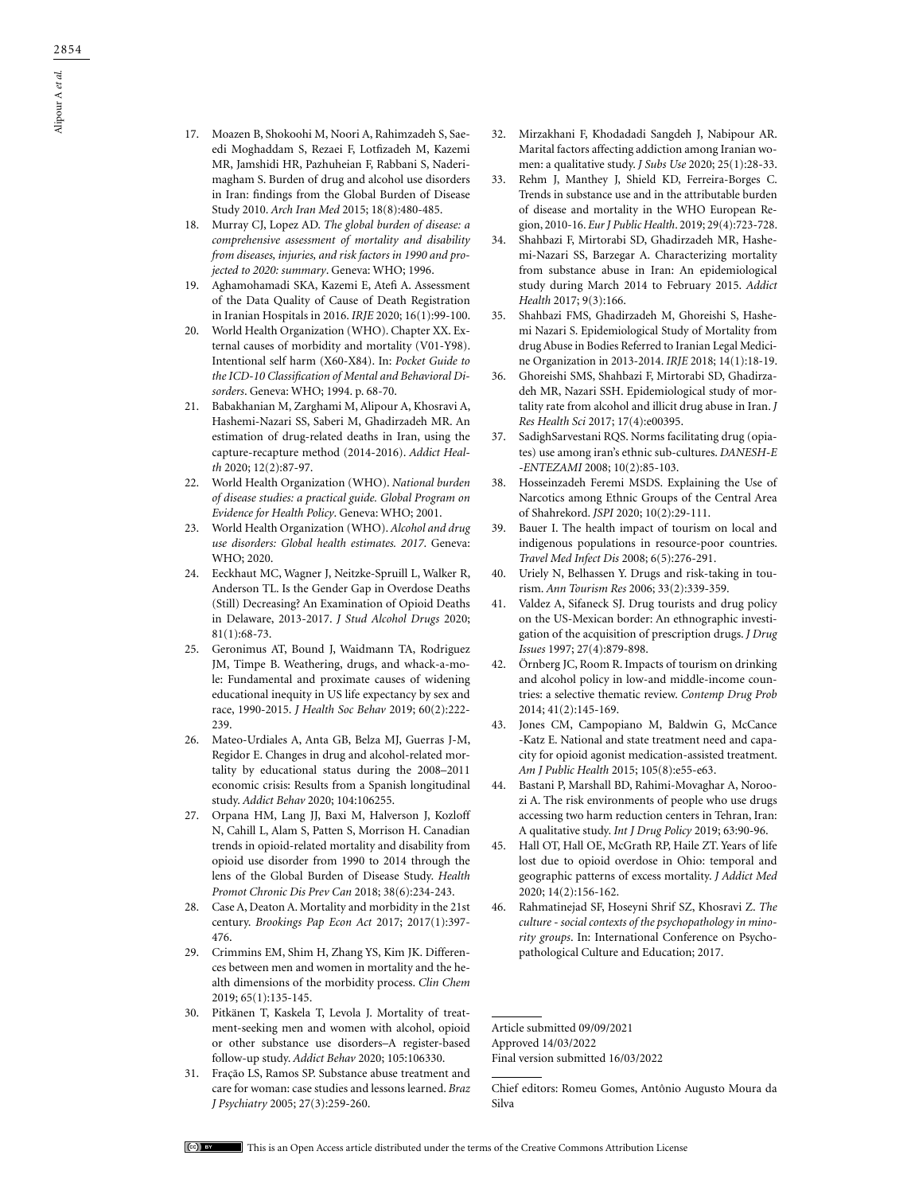17. Moazen B, Shokoohi M, Noori A, Rahimzadeh S, Saeedi Moghaddam S, Rezaei F, Lotfizadeh M, Kazemi MR, Jamshidi HR, Pazhuheian F, Rabbani S, Naderimagham S. Burden of drug and alcohol use disorders in Iran: findings from the Global Burden of Disease Study 2010. *Arch Iran Med* 2015; 18(8):480-485.
18. Murray CJ, Lopez AD. *The global burden of disease: a comprehensive assessment of mortality and disability from diseases, injuries, and risk factors in 1990 and projected to 2020: summary*. Geneva: WHO; 1996.
19. Aghamohamadi SKA, Kazemi E, Atefi A. Assessment of the Data Quality of Cause of Death Registration in Iranian Hospitals in 2016. *IRJE* 2020; 16(1):99-100.
20. World Health Organization (WHO). Chapter XX. External causes of morbidity and mortality (V01-Y98). Intentional self harm (X60-X84). In: *Pocket Guide to the ICD-10 Classification of Mental and Behavioral Disorders*. Geneva: WHO; 1994. p. 68-70.
21. Babakhanian M, Zarghami M, Alipour A, Khosravi A, Hashemi-Nazari SS, Saberi M, Ghadirzadeh MR. An estimation of drug-related deaths in Iran, using the capture-recapture method (2014-2016). *Addict Health* 2020; 12(2):87-97.
22. World Health Organization (WHO). *National burden of disease studies: a practical guide. Global Program on Evidence for Health Policy*. Geneva: WHO; 2001.
23. World Health Organization (WHO). *Alcohol and drug use disorders: Global health estimates. 2017*. Geneva: WHO; 2020.
24. Eeckhaut MC, Wagner J, Neitzke-Spruill L, Walker R, Anderson TL. Is the Gender Gap in Overdose Deaths (Still) Decreasing? An Examination of Opioid Deaths in Delaware, 2013-2017. *J Stud Alcohol Drugs* 2020; 81(1):68-73.
25. Geronimus AT, Bound J, Waidmann TA, Rodriguez JM, Timpe B. Weathering, drugs, and whack-a-mole: Fundamental and proximate causes of widening educational inequity in US life expectancy by sex and race, 1990-2015. *J Health Soc Behav* 2019; 60(2):222-239.
26. Mateo-Urdiales A, Anta GB, Belza MJ, Guerras J-M, Regidor E. Changes in drug and alcohol-related mortality by educational status during the 2008–2011 economic crisis: Results from a Spanish longitudinal study. *Addict Behav* 2020; 104:106255.
27. Orpana HM, Lang JJ, Baxi M, Halverson J, Kozloff N, Cahill L, Alam S, Patten S, Morrison H. Canadian trends in opioid-related mortality and disability from opioid use disorder from 1990 to 2014 through the lens of the Global Burden of Disease Study. *Health Promot Chronic Dis Prev Can* 2018; 38(6):234-243.
28. Case A, Deaton A. Mortality and morbidity in the 21st century. *Brookings Pap Econ Act* 2017; 2017(1):397-476.
29. Crimmins EM, Shim H, Zhang YS, Kim JK. Differences between men and women in mortality and the health dimensions of the morbidity process. *Clin Chem* 2019; 65(1):135-145.
30. Pitkänen T, Kaskela T, Levola J. Mortality of treatment-seeking men and women with alcohol, opioid or other substance use disorders–A register-based follow-up study. *Addict Behav* 2020; 105:106330.
31. Fração LS, Ramos SP. Substance abuse treatment and care for woman: case studies and lessons learned. *Braz J Psychiatry* 2005; 27(3):259-260.
32. Mirzakhani F, Khodadadi Sangdeh J, Nabipour AR. Marital factors affecting addiction among Iranian women: a qualitative study. *J Subs Use* 2020; 25(1):28-33.
33. Rehm J, Manthey J, Shield KD, Ferreira-Borges C. Trends in substance use and in the attributable burden of disease and mortality in the WHO European Region, 2010-16. *Eur J Public Health*. 2019; 29(4):723-728.
34. Shahbazi F, Mirtorabi SD, Ghadirzadeh MR, Hashemi-Nazari SS, Barzegar A. Characterizing mortality from substance abuse in Iran: An epidemiological study during March 2014 to February 2015. *Addict Health* 2017; 9(3):166.
35. Shahbazi FMS, Ghadirzadeh M, Ghoreishi S, Hashemi Nazari S. Epidemiological Study of Mortality from drug Abuse in Bodies Referred to Iranian Legal Medicine Organization in 2013-2014. *IRJE* 2018; 14(1):18-19.
36. Ghoreishi SMS, Shahbazi F, Mirtorabi SD, Ghadirzadeh MR, Nazari SSH. Epidemiological study of mortality rate from alcohol and illicit drug abuse in Iran. *J Res Health Sci* 2017; 17(4):e00395.
37. SadighSarvestani RQS. Norms facilitating drug (opiates) use among iran's ethnic sub-cultures. *DANESH-E -ENTEZAMI* 2008; 10(2):85-103.
38. Hosseinzadeh Feremi MSDS. Explaining the Use of Narcotics among Ethnic Groups of the Central Area of Shahrekord. *JSPI* 2020; 10(2):29-111.
39. Bauer I. The health impact of tourism on local and indigenous populations in resource-poor countries. *Travel Med Infect Dis* 2008; 6(5):276-291.
40. Uriely N, Belhassen Y. Drugs and risk-taking in tourism. *Ann Tourism Res* 2006; 33(2):339-359.
41. Valdez A, Sifaneck SJ. Drug tourists and drug policy on the US-Mexican border: An ethnographic investigation of the acquisition of prescription drugs. *J Drug Issues* 1997; 27(4):879-898.
42. Örnberg JC, Room R. Impacts of tourism on drinking and alcohol policy in low-and middle-income countries: a selective thematic review. *Contemp Drug Prob* 2014; 41(2):145-169.
43. Jones CM, Campopiano M, Baldwin G, McCance-Katz E. National and state treatment need and capacity for opioid agonist medication-assisted treatment. *Am J Public Health* 2015; 105(8):e55-e63.
44. Bastani P, Marshall BD, Rahimi-Movaghar A, Noroozi A. The risk environments of people who use drugs accessing two harm reduction centers in Tehran, Iran: A qualitative study. *Int J Drug Policy* 2019; 63:90-96.
45. Hall OT, Hall OE, McGrath RP, Haile ZT. Years of life lost due to opioid overdose in Ohio: temporal and geographic patterns of excess mortality. *J Addict Med* 2020; 14(2):156-162.
46. Rahmatinejad SF, Hoseyni Shrif SZ, Khosravi Z. *The culture - social contexts of the psychopathology in minority groups*. In: International Conference on Psychopathological Culture and Education; 2017.

Article submitted 09/09/2021
Approved 14/03/2022
Final version submitted 16/03/2022

Chief editors: Romeu Gomes, Antônio Augusto Moura da Silva

This is an Open Access article distributed under the terms of the Creative Commons Attribution License